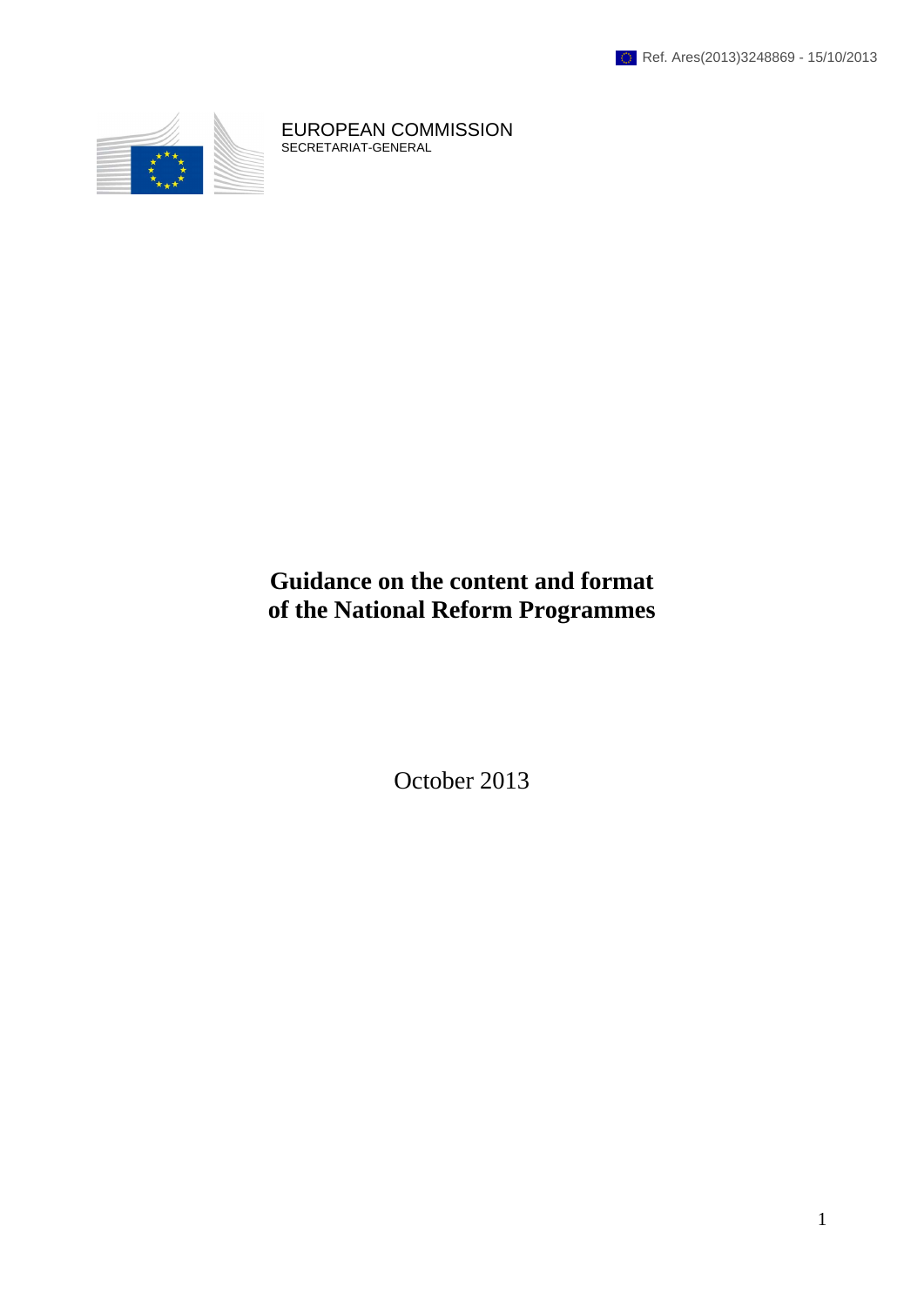Ref. Ares(2013)3248869 - 15/10/2013

EUROPEAN COMMISSION
SECRETARIAT-GENERAL

# Guidance on the content and format of the National Reform Programmes

October 2013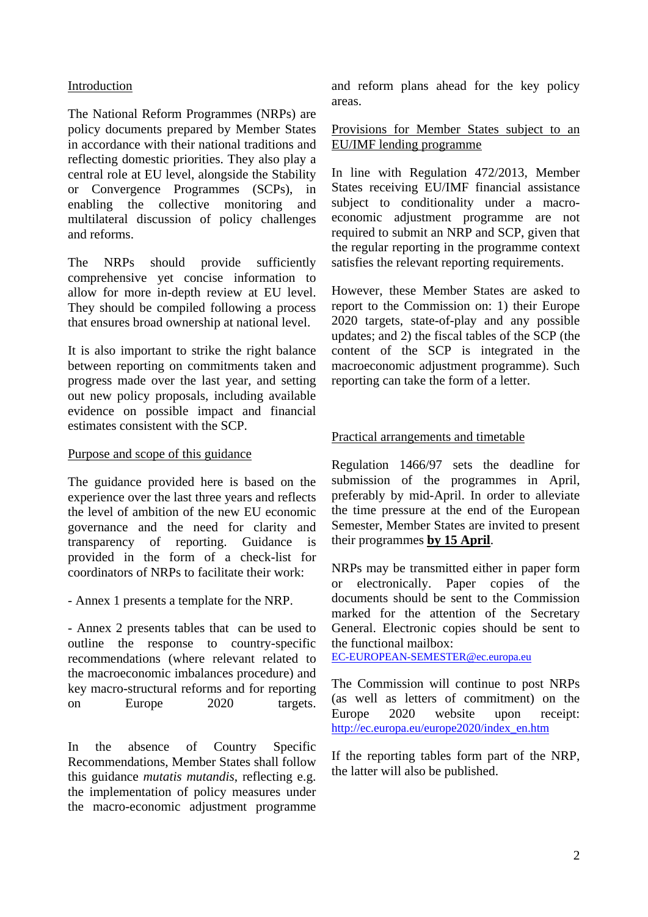## Introduction

The National Reform Programmes (NRPs) are policy documents prepared by Member States in accordance with their national traditions and reflecting domestic priorities. They also play a central role at EU level, alongside the Stability or Convergence Programmes (SCPs), in enabling the collective monitoring and multilateral discussion of policy challenges and reforms.

The NRPs should provide sufficiently comprehensive yet concise information to allow for more in-depth review at EU level. They should be compiled following a process that ensures broad ownership at national level.

It is also important to strike the right balance between reporting on commitments taken and progress made over the last year, and setting out new policy proposals, including available evidence on possible impact and financial estimates consistent with the SCP.

## Purpose and scope of this guidance

The guidance provided here is based on the experience over the last three years and reflects the level of ambition of the new EU economic governance and the need for clarity and transparency of reporting. Guidance is provided in the form of a check-list for coordinators of NRPs to facilitate their work:

- Annex 1 presents a template for the NRP.

- Annex 2 presents tables that can be used to outline the response to country-specific recommendations (where relevant related to the macroeconomic imbalances procedure) and key macro-structural reforms and for reporting on Europe 2020 targets.

In the absence of Country Specific Recommendations, Member States shall follow this guidance *mutatis mutandis*, reflecting e.g. the implementation of policy measures under the macro-economic adjustment programme and reform plans ahead for the key policy areas.

## Provisions for Member States subject to an EU/IMF lending programme

In line with Regulation 472/2013, Member States receiving EU/IMF financial assistance subject to conditionality under a macro-economic adjustment programme are not required to submit an NRP and SCP, given that the regular reporting in the programme context satisfies the relevant reporting requirements.

However, these Member States are asked to report to the Commission on: 1) their Europe 2020 targets, state-of-play and any possible updates; and 2) the fiscal tables of the SCP (the content of the SCP is integrated in the macroeconomic adjustment programme). Such reporting can take the form of a letter.

## Practical arrangements and timetable

Regulation 1466/97 sets the deadline for submission of the programmes in April, preferably by mid-April. In order to alleviate the time pressure at the end of the European Semester, Member States are invited to present their programmes **by 15 April**.

NRPs may be transmitted either in paper form or electronically. Paper copies of the documents should be sent to the Commission marked for the attention of the Secretary General. Electronic copies should be sent to the functional mailbox: EC-EUROPEAN-SEMESTER@ec.europa.eu

The Commission will continue to post NRPs (as well as letters of commitment) on the Europe 2020 website upon receipt: http://ec.europa.eu/europe2020/index_en.htm

If the reporting tables form part of the NRP, the latter will also be published.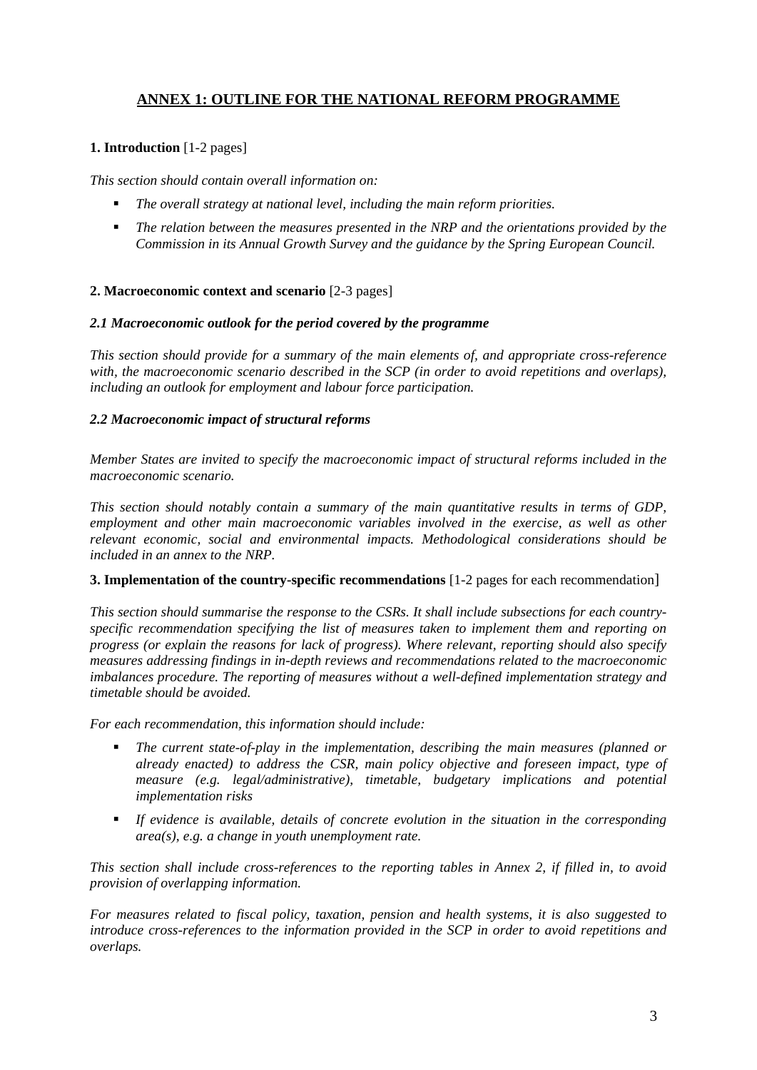## ANNEX 1: OUTLINE FOR THE NATIONAL REFORM PROGRAMME

### 1. Introduction [1-2 pages]

*This section should contain overall information on:*

- *The overall strategy at national level, including the main reform priorities.*
- *The relation between the measures presented in the NRP and the orientations provided by the Commission in its Annual Growth Survey and the guidance by the Spring European Council.*

### 2. Macroeconomic context and scenario [2-3 pages]

#### *2.1 Macroeconomic outlook for the period covered by the programme*

*This section should provide for a summary of the main elements of, and appropriate cross-reference with, the macroeconomic scenario described in the SCP (in order to avoid repetitions and overlaps), including an outlook for employment and labour force participation.*

#### *2.2 Macroeconomic impact of structural reforms*

*Member States are invited to specify the macroeconomic impact of structural reforms included in the macroeconomic scenario.*

*This section should notably contain a summary of the main quantitative results in terms of GDP, employment and other main macroeconomic variables involved in the exercise, as well as other relevant economic, social and environmental impacts. Methodological considerations should be included in an annex to the NRP.*

### 3. Implementation of the country-specific recommendations [1-2 pages for each recommendation]

*This section should summarise the response to the CSRs. It shall include subsections for each country-specific recommendation specifying the list of measures taken to implement them and reporting on progress (or explain the reasons for lack of progress). Where relevant, reporting should also specify measures addressing findings in in-depth reviews and recommendations related to the macroeconomic imbalances procedure. The reporting of measures without a well-defined implementation strategy and timetable should be avoided.*

*For each recommendation, this information should include:*

- *The current state-of-play in the implementation, describing the main measures (planned or already enacted) to address the CSR, main policy objective and foreseen impact, type of measure (e.g. legal/administrative), timetable, budgetary implications and potential implementation risks*
- *If evidence is available, details of concrete evolution in the situation in the corresponding area(s), e.g. a change in youth unemployment rate.*

*This section shall include cross-references to the reporting tables in Annex 2, if filled in, to avoid provision of overlapping information.*

*For measures related to fiscal policy, taxation, pension and health systems, it is also suggested to introduce cross-references to the information provided in the SCP in order to avoid repetitions and overlaps.*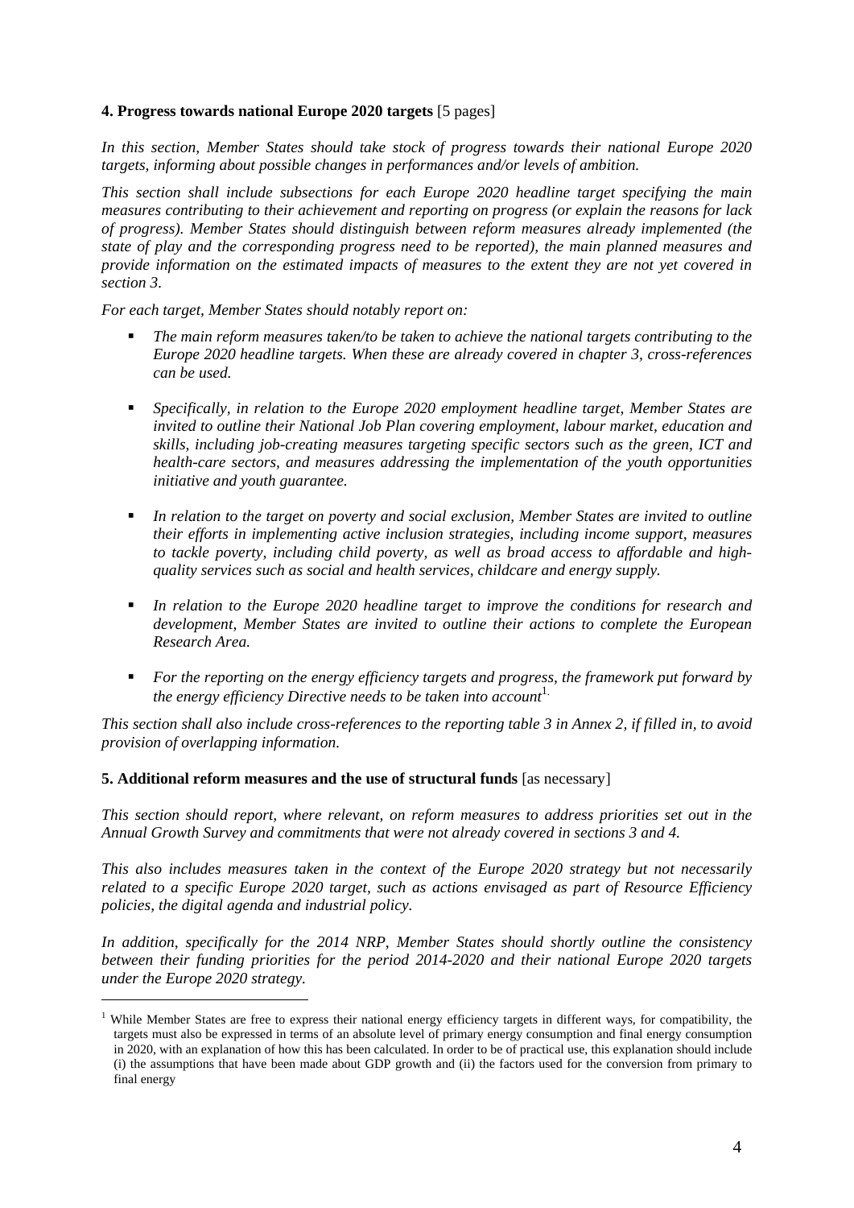## 4. Progress towards national Europe 2020 targets [5 pages]

*In this section, Member States should take stock of progress towards their national Europe 2020 targets, informing about possible changes in performances and/or levels of ambition.*

*This section shall include subsections for each Europe 2020 headline target specifying the main measures contributing to their achievement and reporting on progress (or explain the reasons for lack of progress). Member States should distinguish between reform measures already implemented (the state of play and the corresponding progress need to be reported), the main planned measures and provide information on the estimated impacts of measures to the extent they are not yet covered in section 3.*

*For each target, Member States should notably report on:*

- *The main reform measures taken/to be taken to achieve the national targets contributing to the Europe 2020 headline targets. When these are already covered in chapter 3, cross-references can be used.*
- *Specifically, in relation to the Europe 2020 employment headline target, Member States are invited to outline their National Job Plan covering employment, labour market, education and skills, including job-creating measures targeting specific sectors such as the green, ICT and health-care sectors, and measures addressing the implementation of the youth opportunities initiative and youth guarantee.*
- *In relation to the target on poverty and social exclusion, Member States are invited to outline their efforts in implementing active inclusion strategies, including income support, measures to tackle poverty, including child poverty, as well as broad access to affordable and high-quality services such as social and health services, childcare and energy supply.*
- *In relation to the Europe 2020 headline target to improve the conditions for research and development, Member States are invited to outline their actions to complete the European Research Area.*
- *For the reporting on the energy efficiency targets and progress, the framework put forward by the energy efficiency Directive needs to be taken into account*[1].

*This section shall also include cross-references to the reporting table 3 in Annex 2, if filled in, to avoid provision of overlapping information.*

## 5. Additional reform measures and the use of structural funds [as necessary]

*This section should report, where relevant, on reform measures to address priorities set out in the Annual Growth Survey and commitments that were not already covered in sections 3 and 4.*

*This also includes measures taken in the context of the Europe 2020 strategy but not necessarily related to a specific Europe 2020 target, such as actions envisaged as part of Resource Efficiency policies, the digital agenda and industrial policy.*

*In addition, specifically for the 2014 NRP, Member States should shortly outline the consistency between their funding priorities for the period 2014-2020 and their national Europe 2020 targets under the Europe 2020 strategy.*

---

[1] While Member States are free to express their national energy efficiency targets in different ways, for compatibility, the targets must also be expressed in terms of an absolute level of primary energy consumption and final energy consumption in 2020, with an explanation of how this has been calculated. In order to be of practical use, this explanation should include (i) the assumptions that have been made about GDP growth and (ii) the factors used for the conversion from primary to final energy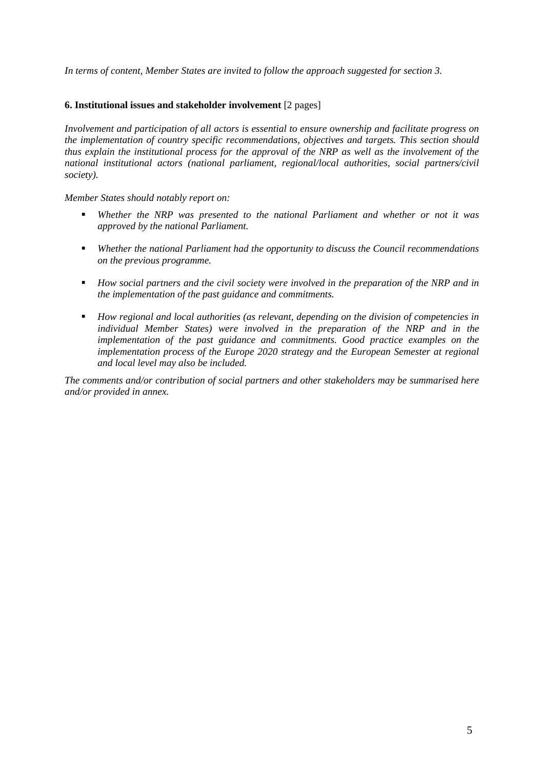*In terms of content, Member States are invited to follow the approach suggested for section 3.*

### **6. Institutional issues and stakeholder involvement** [2 pages]

*Involvement and participation of all actors is essential to ensure ownership and facilitate progress on the implementation of country specific recommendations, objectives and targets. This section should thus explain the institutional process for the approval of the NRP as well as the involvement of the national institutional actors (national parliament, regional/local authorities, social partners/civil society).*

*Member States should notably report on:*

- *Whether the NRP was presented to the national Parliament and whether or not it was approved by the national Parliament.*
- *Whether the national Parliament had the opportunity to discuss the Council recommendations on the previous programme.*
- *How social partners and the civil society were involved in the preparation of the NRP and in the implementation of the past guidance and commitments.*
- *How regional and local authorities (as relevant, depending on the division of competencies in individual Member States) were involved in the preparation of the NRP and in the implementation of the past guidance and commitments. Good practice examples on the implementation process of the Europe 2020 strategy and the European Semester at regional and local level may also be included.*

*The comments and/or contribution of social partners and other stakeholders may be summarised here and/or provided in annex.*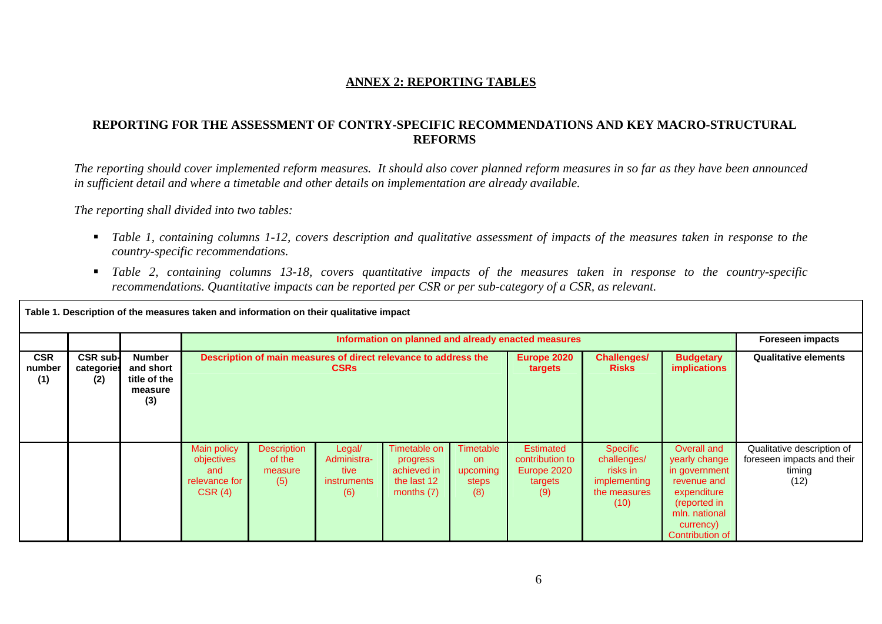## ANNEX 2: REPORTING TABLES

### REPORTING FOR THE ASSESSMENT OF CONTRY-SPECIFIC RECOMMENDATIONS AND KEY MACRO-STRUCTURAL REFORMS

*The reporting should cover implemented reform measures. It should also cover planned reform measures in so far as they have been announced in sufficient detail and where a timetable and other details on implementation are already available.*

*The reporting shall divided into two tables:*

- *Table 1, containing columns 1-12, covers description and qualitative assessment of impacts of the measures taken in response to the country-specific recommendations.*
- *Table 2, containing columns 13-18, covers quantitative impacts of the measures taken in response to the country-specific recommendations. Quantitative impacts can be reported per CSR or per sub-category of a CSR, as relevant.*

| **Table 1. Description of the measures taken and information on their qualitative impact** | | | | | | | | | | | |
|---|---|---|---|---|---|---|---|---|---|---|---|
| | | | **Information on planned and already enacted measures** | | | | | | | | **Foreseen impacts** |
| **CSR number (1)** | **CSR sub-categories (2)** | **Number and short title of the measure (3)** | **Description of main measures of direct relevance to address the CSRs** | | | | | **Europe 2020 targets** | **Challenges/ Risks** | **Budgetary implications** | **Qualitative elements** |
| | | | Main policy objectives and relevance for CSR (4) | Description of the measure (5) | Legal/ Administra-tive instruments (6) | Timetable on progress achieved in the last 12 months (7) | Timetable on upcoming steps (8) | Estimated contribution to Europe 2020 targets (9) | Specific challenges/ risks in implementing the measures (10) | Overall and yearly change in government revenue and expenditure (reported in mln. national currency) Contribution of | Qualitative description of foreseen impacts and their timing (12) |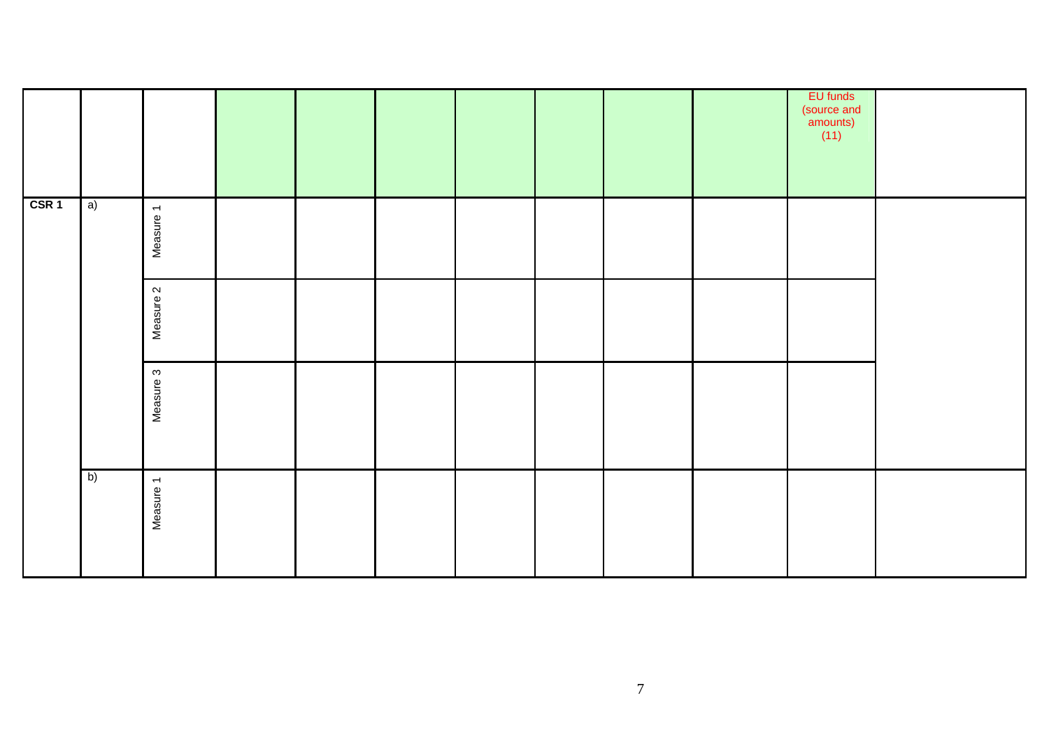| | | | | | | | | | | EU funds (source and amounts) (11) | |
|---|---|---|---|---|---|---|---|---|---|---|---|
| **CSR 1** | a) | Measure 1 | | | | | | | | | |
| | | Measure 2 | | | | | | | | | |
| | | Measure 3 | | | | | | | | | |
| | b) | Measure 1 | | | | | | | | | |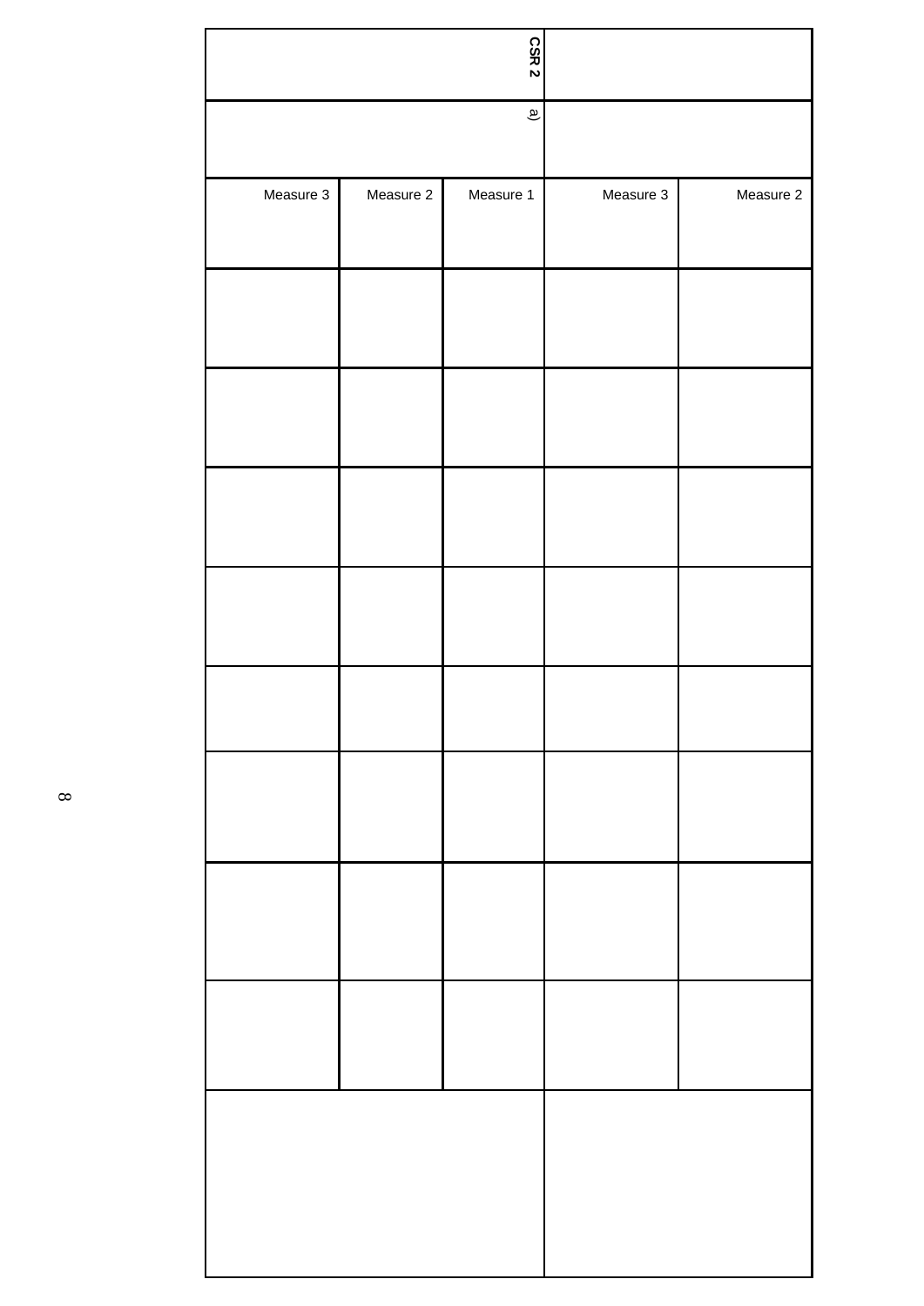| | | | | | | | | | | | |
|---|---|---|---|---|---|---|---|---|---|---|---|
| | | Measure 2 | | | | | | | | | |
| | | Measure 3 | | | | | | | | | |
| **CSR 2** | a) | Measure 1 | | | | | | | | | |
| | | Measure 2 | | | | | | | | | |
| | | Measure 3 | | | | | | | | | |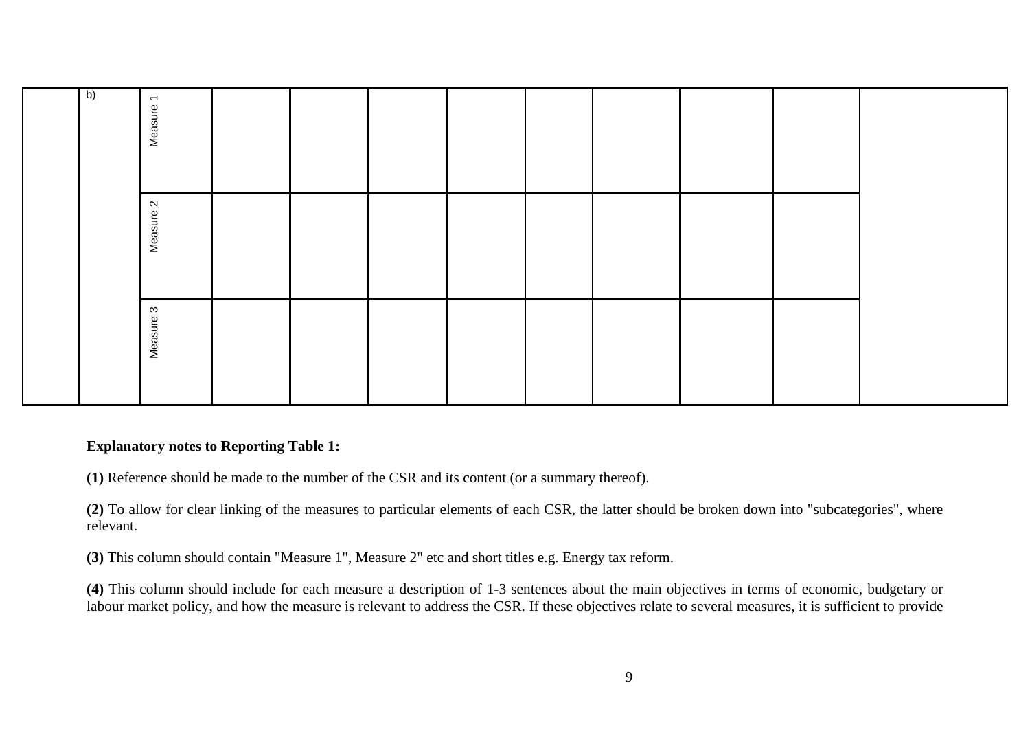|  |  |  |  |  |  |  |  |  |  |  |  |
|---|---|---|---|---|---|---|---|---|---|---|---|
|  | b) | Measure 1 |  |  |  |  |  |  |  |  |  |
|  |  | Measure 2 |  |  |  |  |  |  |  |  |  |
|  |  | Measure 3 |  |  |  |  |  |  |  |  |  |

**Explanatory notes to Reporting Table 1:**

**(1)** Reference should be made to the number of the CSR and its content (or a summary thereof).

**(2)** To allow for clear linking of the measures to particular elements of each CSR, the latter should be broken down into "subcategories", where relevant.

**(3)** This column should contain "Measure 1", Measure 2" etc and short titles e.g. Energy tax reform.

**(4)** This column should include for each measure a description of 1-3 sentences about the main objectives in terms of economic, budgetary or labour market policy, and how the measure is relevant to address the CSR. If these objectives relate to several measures, it is sufficient to provide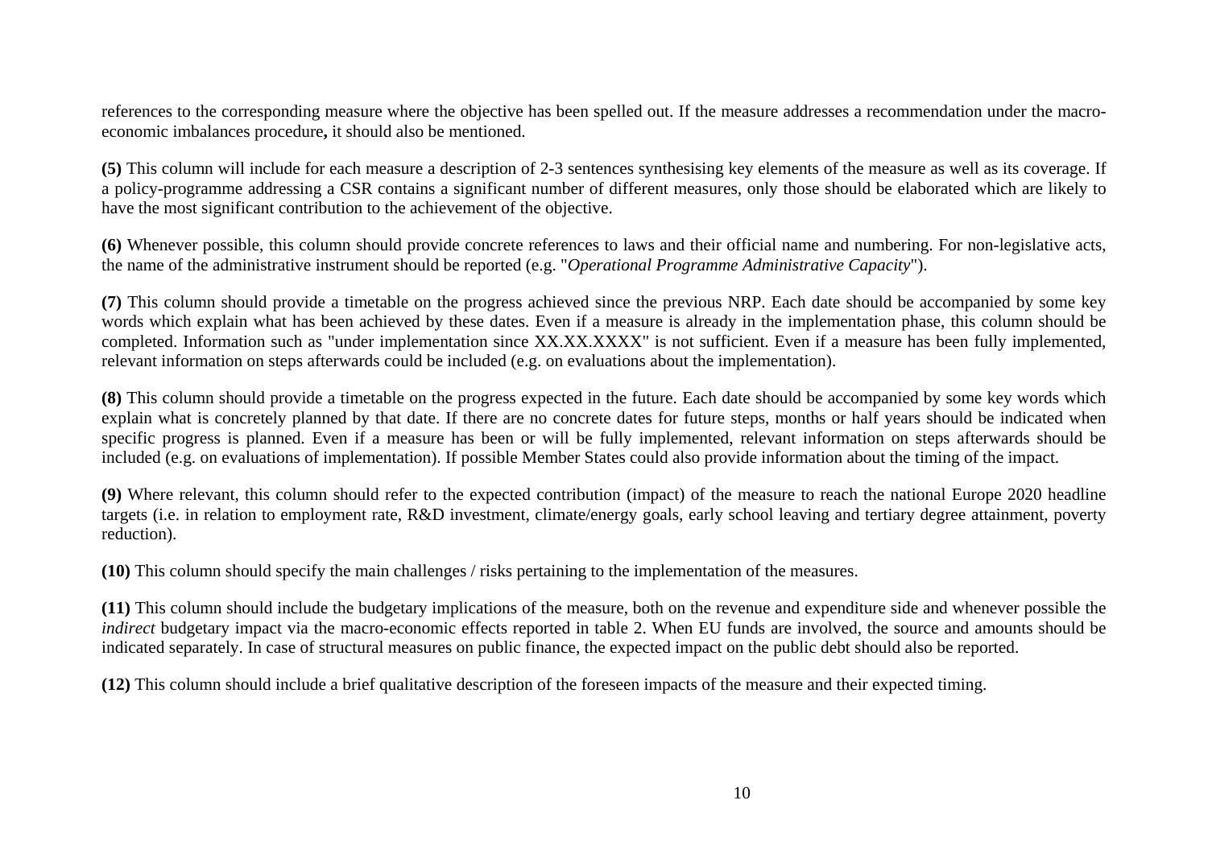references to the corresponding measure where the objective has been spelled out. If the measure addresses a recommendation under the macro-economic imbalances procedure**,** it should also be mentioned.

**(5)** This column will include for each measure a description of 2-3 sentences synthesising key elements of the measure as well as its coverage. If a policy-programme addressing a CSR contains a significant number of different measures, only those should be elaborated which are likely to have the most significant contribution to the achievement of the objective.

**(6)** Whenever possible, this column should provide concrete references to laws and their official name and numbering. For non-legislative acts, the name of the administrative instrument should be reported (e.g. "*Operational Programme Administrative Capacity*").

**(7)** This column should provide a timetable on the progress achieved since the previous NRP. Each date should be accompanied by some key words which explain what has been achieved by these dates. Even if a measure is already in the implementation phase, this column should be completed. Information such as "under implementation since XX.XX.XXXX" is not sufficient. Even if a measure has been fully implemented, relevant information on steps afterwards could be included (e.g. on evaluations about the implementation).

**(8)** This column should provide a timetable on the progress expected in the future. Each date should be accompanied by some key words which explain what is concretely planned by that date. If there are no concrete dates for future steps, months or half years should be indicated when specific progress is planned. Even if a measure has been or will be fully implemented, relevant information on steps afterwards should be included (e.g. on evaluations of implementation). If possible Member States could also provide information about the timing of the impact.

**(9)** Where relevant, this column should refer to the expected contribution (impact) of the measure to reach the national Europe 2020 headline targets (i.e. in relation to employment rate, R&D investment, climate/energy goals, early school leaving and tertiary degree attainment, poverty reduction).

**(10)** This column should specify the main challenges / risks pertaining to the implementation of the measures.

**(11)** This column should include the budgetary implications of the measure, both on the revenue and expenditure side and whenever possible the *indirect* budgetary impact via the macro-economic effects reported in table 2. When EU funds are involved, the source and amounts should be indicated separately. In case of structural measures on public finance, the expected impact on the public debt should also be reported.

**(12)** This column should include a brief qualitative description of the foreseen impacts of the measure and their expected timing.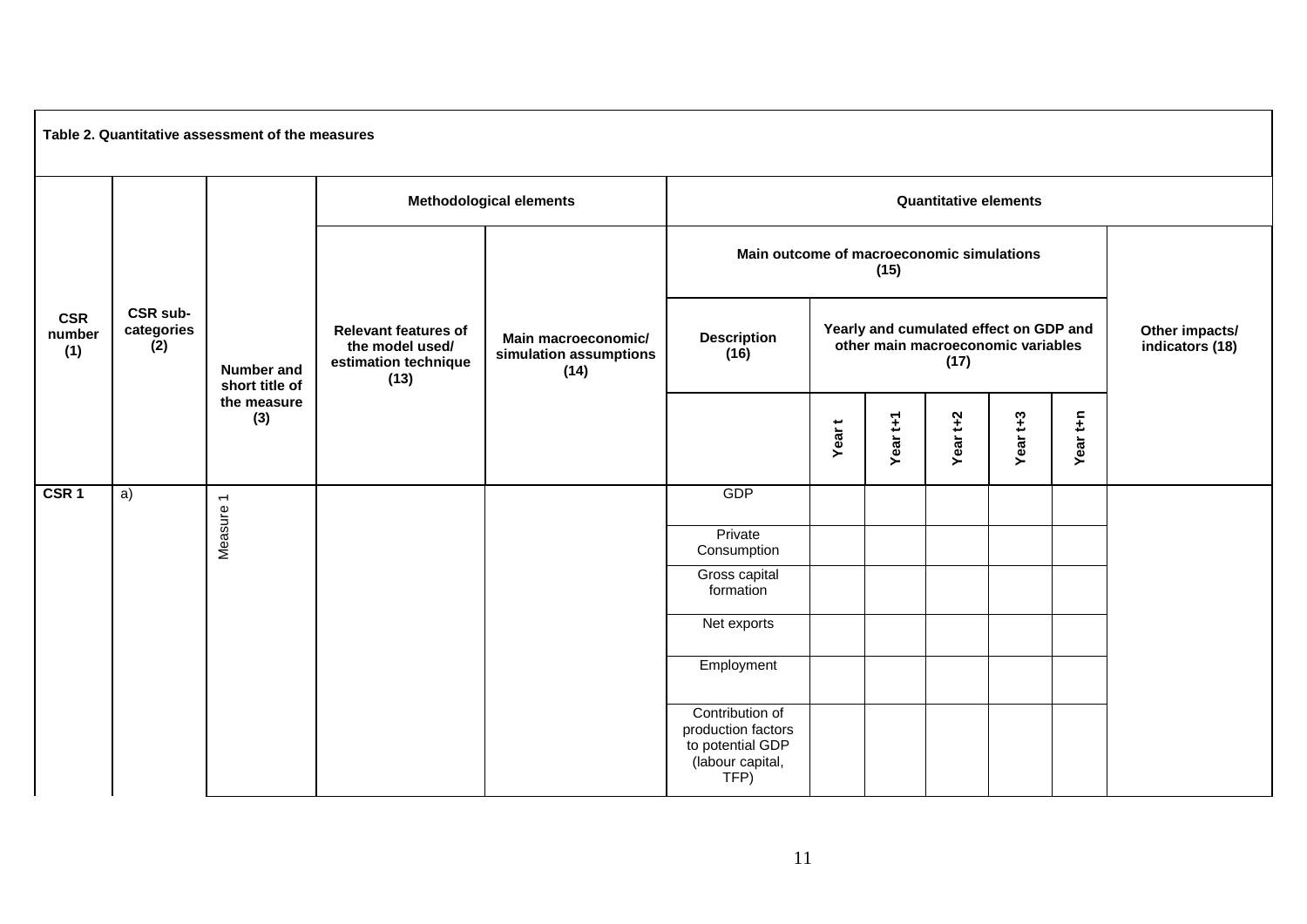**Table 2. Quantitative assessment of the measures**

| CSR number (1) | CSR sub-categories (2) | Number and short title of the measure (3) | Methodological elements | | Quantitative elements | | | | | | |
|---|---|---|---|---|---|---|---|---|---|---|---|
| | | | Relevant features of the model used/ estimation technique (13) | Main macroeconomic/ simulation assumptions (14) | Main outcome of macroeconomic simulations (15) | | | | | | Other impacts/ indicators (18) |
| | | | | | Description (16) | Yearly and cumulated effect on GDP and other main macroeconomic variables (17) | | | | | |
| | | | | | | Year t | Year t+1 | Year t+2 | Year t+3 | Year t+n | |
| CSR 1 | a) | Measure 1 | | | GDP | | | | | | |
| | | | | | Private Consumption | | | | | | |
| | | | | | Gross capital formation | | | | | | |
| | | | | | Net exports | | | | | | |
| | | | | | Employment | | | | | | |
| | | | | | Contribution of production factors to potential GDP (labour capital, TFP) | | | | | | |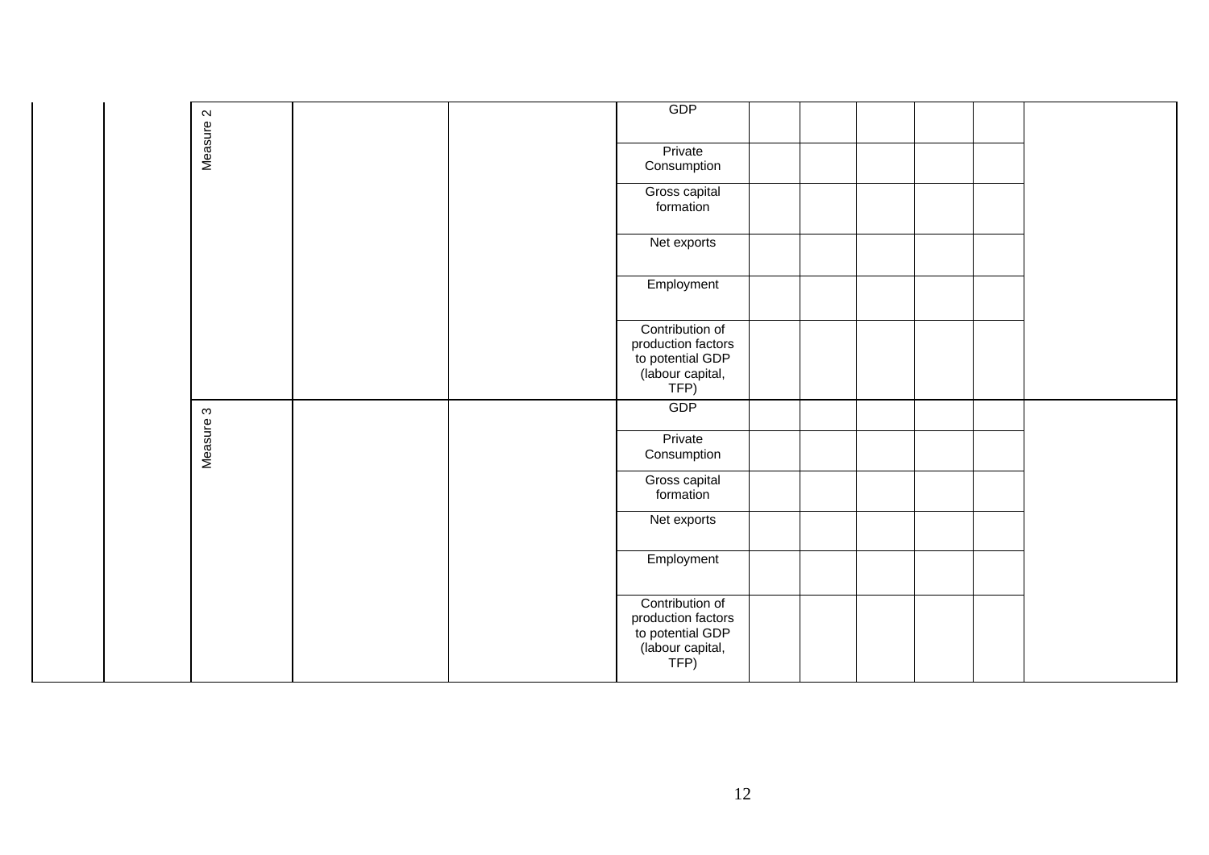|  |  |  |  |  |  |  |  |  |  |  |  |
|---|---|---|---|---|---|---|---|---|---|---|---|
|  |  | Measure 2 |  |  | GDP |  |  |  |  |  |  |
|  |  |  |  |  | Private Consumption |  |  |  |  |  |  |
|  |  |  |  |  | Gross capital formation |  |  |  |  |  |  |
|  |  |  |  |  | Net exports |  |  |  |  |  |  |
|  |  |  |  |  | Employment |  |  |  |  |  |  |
|  |  |  |  |  | Contribution of production factors to potential GDP (labour capital, TFP) |  |  |  |  |  |  |
|  |  | Measure 3 |  |  | GDP |  |  |  |  |  |  |
|  |  |  |  |  | Private Consumption |  |  |  |  |  |  |
|  |  |  |  |  | Gross capital formation |  |  |  |  |  |  |
|  |  |  |  |  | Net exports |  |  |  |  |  |  |
|  |  |  |  |  | Employment |  |  |  |  |  |  |
|  |  |  |  |  | Contribution of production factors to potential GDP (labour capital, TFP) |  |  |  |  |  |  |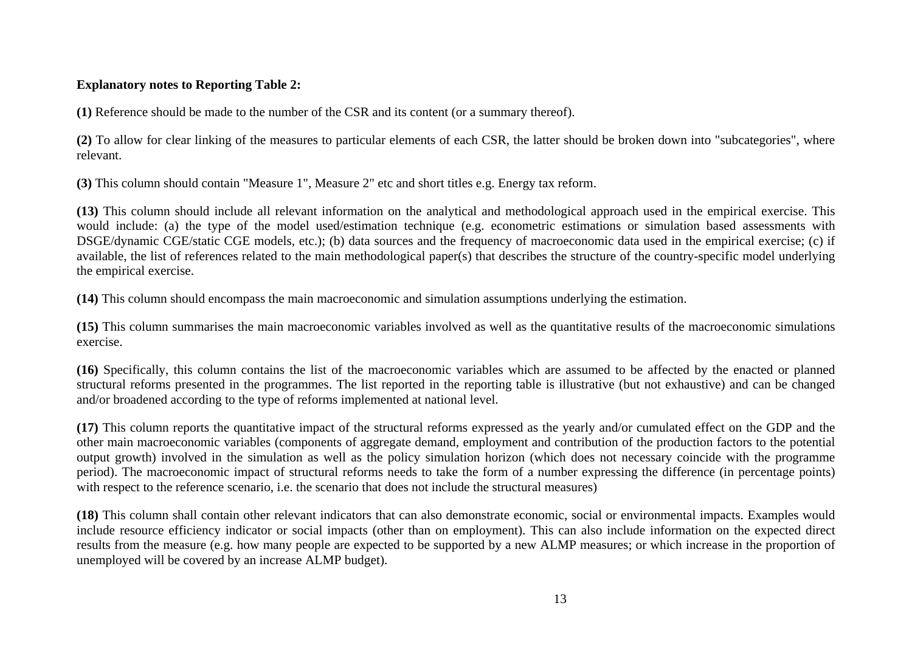**Explanatory notes to Reporting Table 2:**

**(1)** Reference should be made to the number of the CSR and its content (or a summary thereof).

**(2)** To allow for clear linking of the measures to particular elements of each CSR, the latter should be broken down into "subcategories", where relevant.

**(3)** This column should contain "Measure 1", Measure 2" etc and short titles e.g. Energy tax reform.

**(13)** This column should include all relevant information on the analytical and methodological approach used in the empirical exercise. This would include: (a) the type of the model used/estimation technique (e.g. econometric estimations or simulation based assessments with DSGE/dynamic CGE/static CGE models, etc.); (b) data sources and the frequency of macroeconomic data used in the empirical exercise; (c) if available, the list of references related to the main methodological paper(s) that describes the structure of the country-specific model underlying the empirical exercise.

**(14)** This column should encompass the main macroeconomic and simulation assumptions underlying the estimation.

**(15)** This column summarises the main macroeconomic variables involved as well as the quantitative results of the macroeconomic simulations exercise.

**(16)** Specifically, this column contains the list of the macroeconomic variables which are assumed to be affected by the enacted or planned structural reforms presented in the programmes. The list reported in the reporting table is illustrative (but not exhaustive) and can be changed and/or broadened according to the type of reforms implemented at national level.

**(17)** This column reports the quantitative impact of the structural reforms expressed as the yearly and/or cumulated effect on the GDP and the other main macroeconomic variables (components of aggregate demand, employment and contribution of the production factors to the potential output growth) involved in the simulation as well as the policy simulation horizon (which does not necessary coincide with the programme period). The macroeconomic impact of structural reforms needs to take the form of a number expressing the difference (in percentage points) with respect to the reference scenario, i.e. the scenario that does not include the structural measures)

**(18)** This column shall contain other relevant indicators that can also demonstrate economic, social or environmental impacts. Examples would include resource efficiency indicator or social impacts (other than on employment). This can also include information on the expected direct results from the measure (e.g. how many people are expected to be supported by a new ALMP measures; or which increase in the proportion of unemployed will be covered by an increase ALMP budget).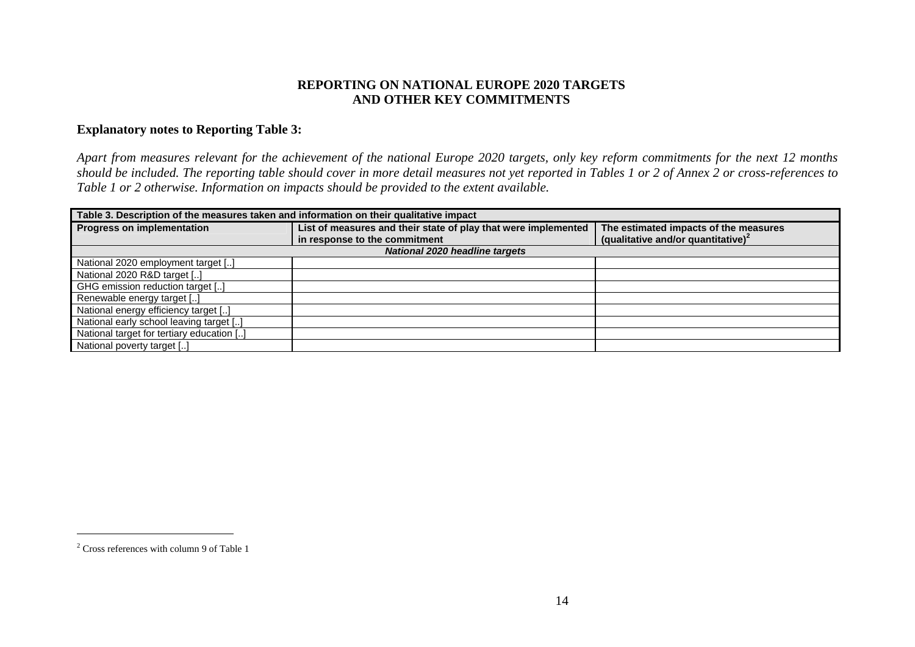**REPORTING ON NATIONAL EUROPE 2020 TARGETS AND OTHER KEY COMMITMENTS**

**Explanatory notes to Reporting Table 3:**

*Apart from measures relevant for the achievement of the national Europe 2020 targets, only key reform commitments for the next 12 months should be included. The reporting table should cover in more detail measures not yet reported in Tables 1 or 2 of Annex 2 or cross-references to Table 1 or 2 otherwise. Information on impacts should be provided to the extent available.*

| **Table 3. Description of the measures taken and information on their qualitative impact** | | |
|---|---|---|
| **Progress on implementation** | **List of measures and their state of play that were implemented in response to the commitment** | **The estimated impacts of the measures (qualitative and/or quantitative)[2]** |
| ***National 2020 headline targets*** | | |
| National 2020 employment target [..] | | |
| National 2020 R&D target [..] | | |
| GHG emission reduction target [..] | | |
| Renewable energy target [..] | | |
| National energy efficiency target [..] | | |
| National early school leaving target [..] | | |
| National target for tertiary education [..] | | |
| National poverty target [..] | | |

[2] Cross references with column 9 of Table 1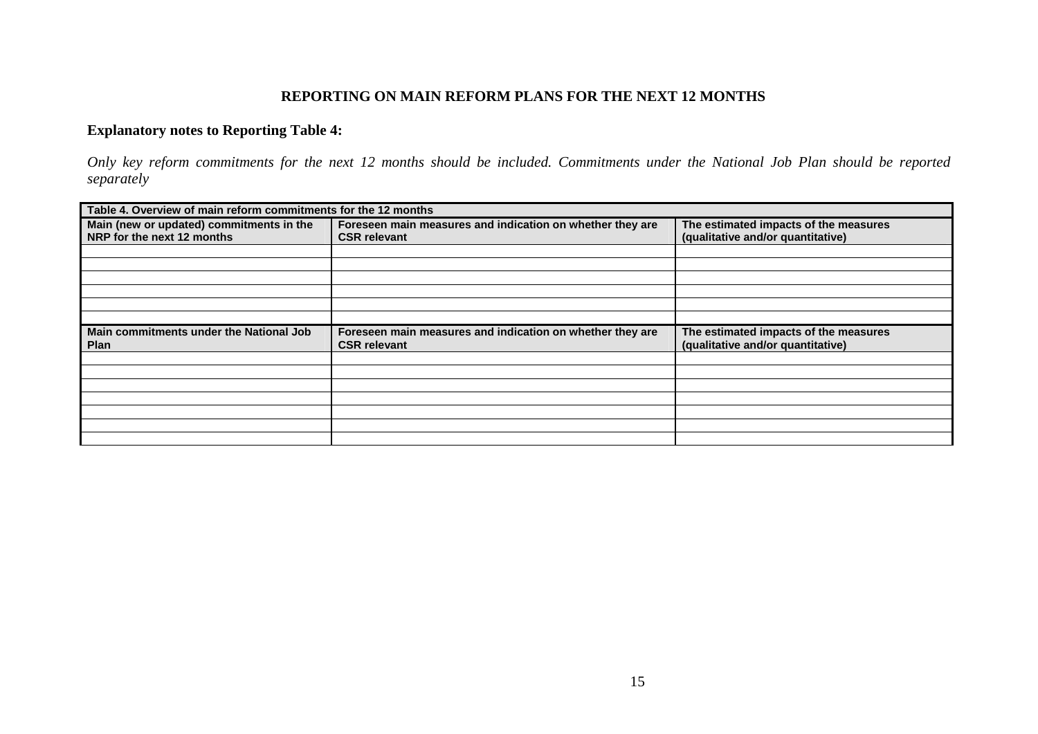**REPORTING ON MAIN REFORM PLANS FOR THE NEXT 12 MONTHS**

**Explanatory notes to Reporting Table 4:**

*Only key reform commitments for the next 12 months should be included. Commitments under the National Job Plan should be reported separately*

| Table 4. Overview of main reform commitments for the 12 months | | |
|---|---|---|
| **Main (new or updated) commitments in the NRP for the next 12 months** | **Foreseen main measures and indication on whether they are CSR relevant** | **The estimated impacts of the measures (qualitative and/or quantitative)** |
| | | |
| | | |
| | | |
| | | |
| | | |
| | | |
| **Main commitments under the National Job Plan** | **Foreseen main measures and indication on whether they are CSR relevant** | **The estimated impacts of the measures (qualitative and/or quantitative)** |
| | | |
| | | |
| | | |
| | | |
| | | |
| | | |
| | | |